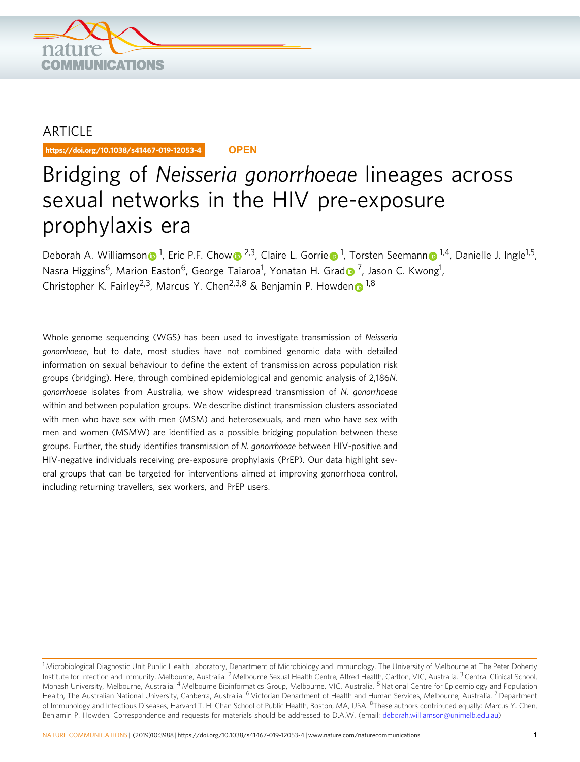ARTICLE

https://doi.org/10.1038/s41467-019-12053-4 OPEN

# Bridging of *Neisseria gonorrhoeae* lineages across sexual networks in the HIV pre-exposure prophylaxis era

Deborah A. Williamson[1], Eric P.F. Chow[2,3], Claire L. Gorrie[1], Torsten Seemann[1,4], Danielle J. Ingle[1,5], Nasra Higgins[6], Marion Easton[6], George Taiaroa[1], Yonatan H. Grad[7], Jason C. Kwong[1], Christopher K. Fairley[2,3], Marcus Y. Chen[2,3,8] & Benjamin P. Howden[1,8]

Whole genome sequencing (WGS) has been used to investigate transmission of *Neisseria gonorrhoeae*, but to date, most studies have not combined genomic data with detailed information on sexual behaviour to define the extent of transmission across population risk groups (bridging). Here, through combined epidemiological and genomic analysis of 2,186*N. gonorrhoeae* isolates from Australia, we show widespread transmission of *N. gonorrhoeae* within and between population groups. We describe distinct transmission clusters associated with men who have sex with men (MSM) and heterosexuals, and men who have sex with men and women (MSMW) are identified as a possible bridging population between these groups. Further, the study identifies transmission of *N. gonorrhoeae* between HIV-positive and HIV-negative individuals receiving pre-exposure prophylaxis (PrEP). Our data highlight several groups that can be targeted for interventions aimed at improving gonorrhoea control, including returning travellers, sex workers, and PrEP users.

[1] Microbiological Diagnostic Unit Public Health Laboratory, Department of Microbiology and Immunology, The University of Melbourne at The Peter Doherty Institute for Infection and Immunity, Melbourne, Australia. [2] Melbourne Sexual Health Centre, Alfred Health, Carlton, VIC, Australia. [3] Central Clinical School, Monash University, Melbourne, Australia. [4] Melbourne Bioinformatics Group, Melbourne, VIC, Australia. [5] National Centre for Epidemiology and Population Health, The Australian National University, Canberra, Australia. [6] Victorian Department of Health and Human Services, Melbourne, Australia. [7] Department of Immunology and Infectious Diseases, Harvard T. H. Chan School of Public Health, Boston, MA, USA. [8] These authors contributed equally: Marcus Y. Chen, Benjamin P. Howden. Correspondence and requests for materials should be addressed to D.A.W. (email: deborah.williamson@unimelb.edu.au)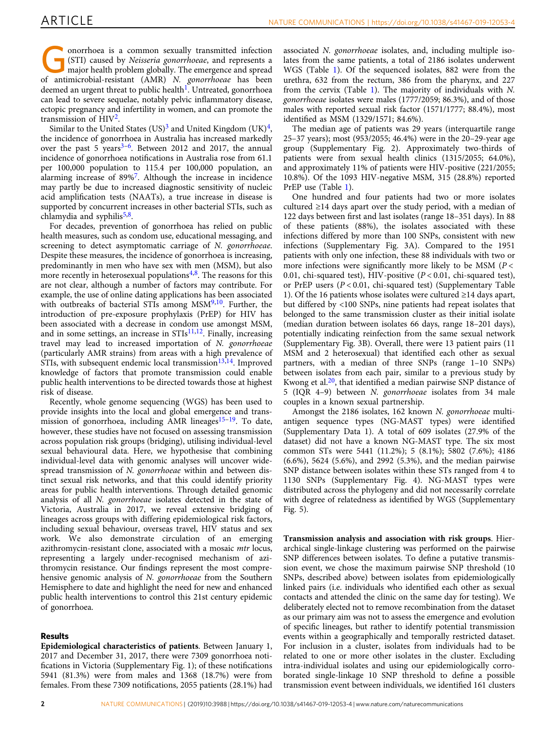Gonorrhoea is a common sexually transmitted infection (STI) caused by *Neisseria gonorrhoeae*, and represents a major health problem globally. The emergence and spread of antimicrobial-resistant (AMR) *N. gonorrhoeae* has been deemed an urgent threat to public health[1]. Untreated, gonorrhoea can lead to severe sequelae, notably pelvic inflammatory disease, ectopic pregnancy and infertility in women, and can promote the transmission of HIV[2].

Similar to the United States (US)[3] and United Kingdom (UK)[4], the incidence of gonorrhoea in Australia has increased markedly over the past 5 years[3–6]. Between 2012 and 2017, the annual incidence of gonorrhoea notifications in Australia rose from 61.1 per 100,000 population to 115.4 per 100,000 population, an alarming increase of 89%[7]. Although the increase in incidence may partly be due to increased diagnostic sensitivity of nucleic acid amplification tests (NAATs), a true increase in disease is supported by concurrent increases in other bacterial STIs, such as chlamydia and syphilis[5,8].

For decades, prevention of gonorrhoea has relied on public health measures, such as condom use, educational messaging, and screening to detect asymptomatic carriage of *N. gonorrhoeae*. Despite these measures, the incidence of gonorrhoea is increasing, predominantly in men who have sex with men (MSM), but also more recently in heterosexual populations[4,8]. The reasons for this are not clear, although a number of factors may contribute. For example, the use of online dating applications has been associated with outbreaks of bacterial STIs among MSM[9,10]. Further, the introduction of pre-exposure prophylaxis (PrEP) for HIV has been associated with a decrease in condom use amongst MSM, and in some settings, an increase in STIs[11,12]. Finally, increasing travel may lead to increased importation of *N. gonorrhoeae* (particularly AMR strains) from areas with a high prevalence of STIs, with subsequent endemic local transmission[13,14]. Improved knowledge of factors that promote transmission could enable public health interventions to be directed towards those at highest risk of disease.

Recently, whole genome sequencing (WGS) has been used to provide insights into the local and global emergence and transmission of gonorrhoea, including AMR lineages[15–19]. To date, however, these studies have not focused on assessing transmission across population risk groups (bridging), utilising individual-level sexual behavioural data. Here, we hypothesise that combining individual-level data with genomic analyses will uncover widespread transmission of *N. gonorrhoeae* within and between distinct sexual risk networks, and that this could identify priority areas for public health interventions. Through detailed genomic analysis of all *N. gonorrhoeae* isolates detected in the state of Victoria, Australia in 2017, we reveal extensive bridging of lineages across groups with differing epidemiological risk factors, including sexual behaviour, overseas travel, HIV status and sex work. We also demonstrate circulation of an emerging azithromycin-resistant clone, associated with a mosaic *mtr* locus, representing a largely under-recognised mechanism of azithromycin resistance. Our findings represent the most comprehensive genomic analysis of *N. gonorrhoeae* from the Southern Hemisphere to date and highlight the need for new and enhanced public health interventions to control this 21st century epidemic of gonorrhoea.

## Results

**Epidemiological characteristics of patients**. Between January 1, 2017 and December 31, 2017, there were 7309 gonorrhoea notifications in Victoria (Supplementary Fig. 1); of these notifications 5941 (81.3%) were from males and 1368 (18.7%) were from females. From these 7309 notifications, 2055 patients (28.1%) had associated *N. gonorrhoeae* isolates, and, including multiple isolates from the same patients, a total of 2186 isolates underwent WGS (Table 1). Of the sequenced isolates, 882 were from the urethra, 632 from the rectum, 386 from the pharynx, and 227 from the cervix (Table 1). The majority of individuals with *N. gonorrhoeae* isolates were males (1777/2059; 86.3%), and of those males with reported sexual risk factor (1571/1777; 88.4%), most identified as MSM (1329/1571; 84.6%).

The median age of patients was 29 years (interquartile range 25–37 years); most (953/2055; 46.4%) were in the 20–29-year age group (Supplementary Fig. 2). Approximately two-thirds of patients were from sexual health clinics (1315/2055; 64.0%), and approximately 11% of patients were HIV-positive (221/2055; 10.8%). Of the 1093 HIV-negative MSM, 315 (28.8%) reported PrEP use (Table 1).

One hundred and four patients had two or more isolates cultured ≥14 days apart over the study period, with a median of 122 days between first and last isolates (range 18–351 days). In 88 of these patients (88%), the isolates associated with these infections differed by more than 100 SNPs, consistent with new infections (Supplementary Fig. 3A). Compared to the 1951 patients with only one infection, these 88 individuals with two or more infections were significantly more likely to be MSM ($P < 0.01$, chi-squared test), HIV-positive ($P < 0.01$, chi-squared test), or PrEP users ($P < 0.01$, chi-squared test) (Supplementary Table 1). Of the 16 patients whose isolates were cultured ≥14 days apart, but differed by <100 SNPs, nine patients had repeat isolates that belonged to the same transmission cluster as their initial isolate (median duration between isolates 66 days, range 18–201 days), potentially indicating reinfection from the same sexual network (Supplementary Fig. 3B). Overall, there were 13 patient pairs (11 MSM and 2 heterosexual) that identified each other as sexual partners, with a median of three SNPs (range 1–10 SNPs) between isolates from each pair, similar to a previous study by Kwong et al.[20], that identified a median pairwise SNP distance of 5 (IQR 4–9) between *N. gonorrhoeae* isolates from 34 male couples in a known sexual partnership.

Amongst the 2186 isolates, 162 known *N. gonorrhoeae* multi-antigen sequence types (NG-MAST types) were identified (Supplementary Data 1). A total of 609 isolates (27.9% of the dataset) did not have a known NG-MAST type. The six most common STs were 5441 (11.2%); 5 (8.1%); 5802 (7.6%); 4186 (6.6%), 5624 (5.6%), and 2992 (5.3%), and the median pairwise SNP distance between isolates within these STs ranged from 4 to 1130 SNPs (Supplementary Fig. 4). NG-MAST types were distributed across the phylogeny and did not necessarily correlate with degree of relatedness as identified by WGS (Supplementary Fig. 5).

**Transmission analysis and association with risk groups**. Hierarchical single-linkage clustering was performed on the pairwise SNP differences between isolates. To define a putative transmission event, we chose the maximum pairwise SNP threshold (10 SNPs, described above) between isolates from epidemiologically linked pairs (i.e. individuals who identified each other as sexual contacts and attended the clinic on the same day for testing). We deliberately elected not to remove recombination from the dataset as our primary aim was not to assess the emergence and evolution of specific lineages, but rather to identify potential transmission events within a geographically and temporally restricted dataset. For inclusion in a cluster, isolates from individuals had to be related to one or more other isolates in the cluster. Excluding intra-individual isolates and using our epidemiologically corroborated single-linkage 10 SNP threshold to define a possible transmission event between individuals, we identified 161 clusters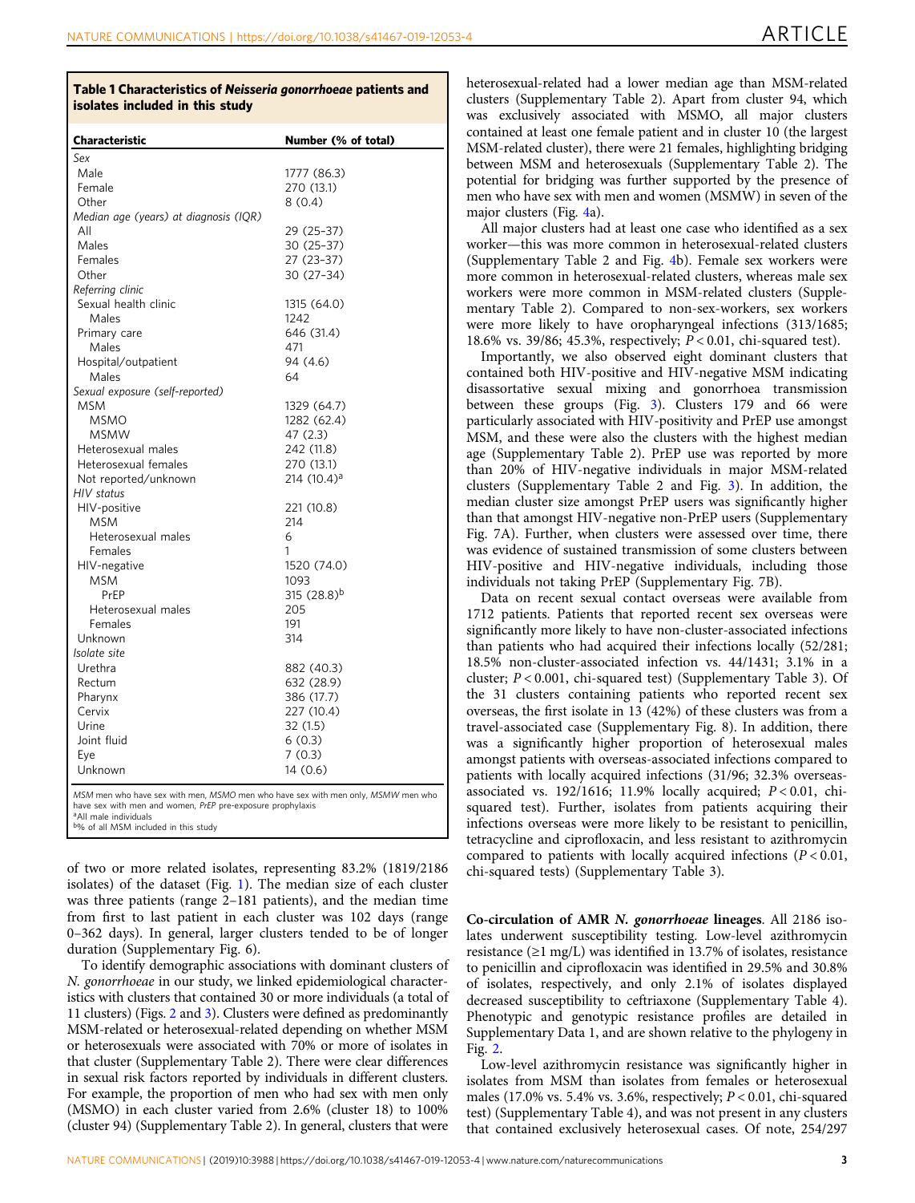**Table 1 Characteristics of *Neisseria gonorrhoeae* patients and isolates included in this study**

| Characteristic | Number (% of total) |
|---|---|
| *Sex* | |
| Male | 1777 (86.3) |
| Female | 270 (13.1) |
| Other | 8 (0.4) |
| *Median age (years) at diagnosis (IQR)* | |
| All | 29 (25–37) |
| Males | 30 (25–37) |
| Females | 27 (23–37) |
| Other | 30 (27–34) |
| *Referring clinic* | |
| Sexual health clinic | 1315 (64.0) |
| Males | 1242 |
| Primary care | 646 (31.4) |
| Males | 471 |
| Hospital/outpatient | 94 (4.6) |
| Males | 64 |
| *Sexual exposure (self-reported)* | |
| MSM | 1329 (64.7) |
| MSMO | 1282 (62.4) |
| MSMW | 47 (2.3) |
| Heterosexual males | 242 (11.8) |
| Heterosexual females | 270 (13.1) |
| Not reported/unknown | 214 (10.4)[a] |
| *HIV status* | |
| HIV-positive | 221 (10.8) |
| MSM | 214 |
| Heterosexual males | 6 |
| Females | 1 |
| HIV-negative | 1520 (74.0) |
| MSM | 1093 |
| PrEP | 315 (28.8)[b] |
| Heterosexual males | 205 |
| Females | 191 |
| Unknown | 314 |
| *Isolate site* | |
| Urethra | 882 (40.3) |
| Rectum | 632 (28.9) |
| Pharynx | 386 (17.7) |
| Cervix | 227 (10.4) |
| Urine | 32 (1.5) |
| Joint fluid | 6 (0.3) |
| Eye | 7 (0.3) |
| Unknown | 14 (0.6) |

*MSM* men who have sex with men, *MSMO* men who have sex with men only, *MSMW* men who have sex with men and women, *PrEP* pre-exposure prophylaxis
[a]All male individuals
[b]% of all MSM included in this study

of two or more related isolates, representing 83.2% (1819/2186 isolates) of the dataset (Fig. 1). The median size of each cluster was three patients (range 2–181 patients), and the median time from first to last patient in each cluster was 102 days (range 0–362 days). In general, larger clusters tended to be of longer duration (Supplementary Fig. 6).

To identify demographic associations with dominant clusters of *N. gonorrhoeae* in our study, we linked epidemiological characteristics with clusters that contained 30 or more individuals (a total of 11 clusters) (Figs. 2 and 3). Clusters were defined as predominantly MSM-related or heterosexual-related depending on whether MSM or heterosexuals were associated with 70% or more of isolates in that cluster (Supplementary Table 2). There were clear differences in sexual risk factors reported by individuals in different clusters. For example, the proportion of men who had sex with men only (MSMO) in each cluster varied from 2.6% (cluster 18) to 100% (cluster 94) (Supplementary Table 2). In general, clusters that were heterosexual-related had a lower median age than MSM-related clusters (Supplementary Table 2). Apart from cluster 94, which was exclusively associated with MSMO, all major clusters contained at least one female patient and in cluster 10 (the largest MSM-related cluster), there were 21 females, highlighting bridging between MSM and heterosexuals (Supplementary Table 2). The potential for bridging was further supported by the presence of men who have sex with men and women (MSMW) in seven of the major clusters (Fig. 4a).

All major clusters had at least one case who identified as a sex worker—this was more common in heterosexual-related clusters (Supplementary Table 2 and Fig. 4b). Female sex workers were more common in heterosexual-related clusters, whereas male sex workers were more common in MSM-related clusters (Supplementary Table 2). Compared to non-sex-workers, sex workers were more likely to have oropharyngeal infections (313/1685; 18.6% vs. 39/86; 45.3%, respectively; $P < 0.01$, chi-squared test).

Importantly, we also observed eight dominant clusters that contained both HIV-positive and HIV-negative MSM indicating disassortative sexual mixing and gonorrhoea transmission between these groups (Fig. 3). Clusters 179 and 66 were particularly associated with HIV-positivity and PrEP use amongst MSM, and these were also the clusters with the highest median age (Supplementary Table 2). PrEP use was reported by more than 20% of HIV-negative individuals in major MSM-related clusters (Supplementary Table 2 and Fig. 3). In addition, the median cluster size amongst PrEP users was significantly higher than that amongst HIV-negative non-PrEP users (Supplementary Fig. 7A). Further, when clusters were assessed over time, there was evidence of sustained transmission of some clusters between HIV-positive and HIV-negative individuals, including those individuals not taking PrEP (Supplementary Fig. 7B).

Data on recent sexual contact overseas were available from 1712 patients. Patients that reported recent sex overseas were significantly more likely to have non-cluster-associated infections than patients who had acquired their infections locally (52/281; 18.5% non-cluster-associated infection vs. 44/1431; 3.1% in a cluster; $P < 0.001$, chi-squared test) (Supplementary Table 3). Of the 31 clusters containing patients who reported recent sex overseas, the first isolate in 13 (42%) of these clusters was from a travel-associated case (Supplementary Fig. 8). In addition, there was a significantly higher proportion of heterosexual males amongst patients with overseas-associated infections compared to patients with locally acquired infections (31/96; 32.3% overseas-associated vs. 192/1616; 11.9% locally acquired; $P < 0.01$, chi-squared test). Further, isolates from patients acquiring their infections overseas were more likely to be resistant to penicillin, tetracycline and ciprofloxacin, and less resistant to azithromycin compared to patients with locally acquired infections ($P < 0.01$, chi-squared tests) (Supplementary Table 3).

**Co-circulation of AMR *N. gonorrhoeae* lineages**. All 2186 isolates underwent susceptibility testing. Low-level azithromycin resistance (≥1 mg/L) was identified in 13.7% of isolates, resistance to penicillin and ciprofloxacin was identified in 29.5% and 30.8% of isolates, respectively, and only 2.1% of isolates displayed decreased susceptibility to ceftriaxone (Supplementary Table 4). Phenotypic and genotypic resistance profiles are detailed in Supplementary Data 1, and are shown relative to the phylogeny in Fig. 2.

Low-level azithromycin resistance was significantly higher in isolates from MSM than isolates from females or heterosexual males (17.0% vs. 5.4% vs. 3.6%, respectively; $P < 0.01$, chi-squared test) (Supplementary Table 4), and was not present in any clusters that contained exclusively heterosexual cases. Of note, 254/297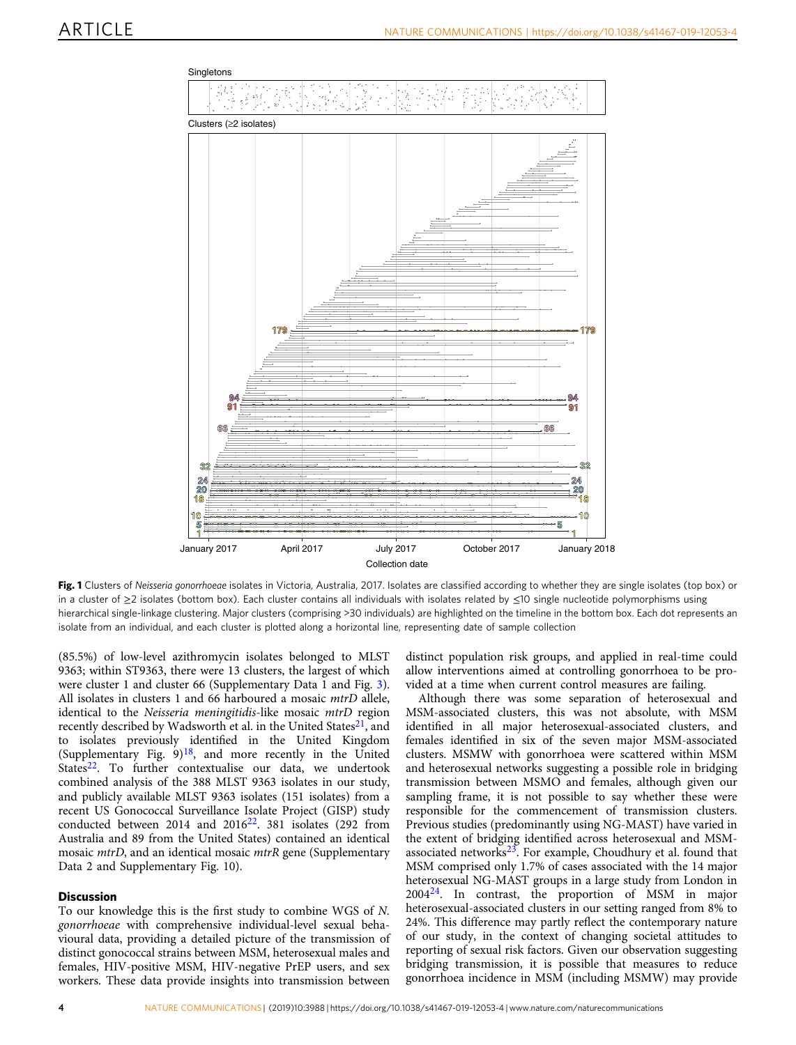Fig. 1 Clusters of *Neisseria gonorrhoeae* isolates in Victoria, Australia, 2017. Isolates are classified according to whether they are single isolates (top box) or in a cluster of ≥2 isolates (bottom box). Each cluster contains all individuals with isolates related by ≤10 single nucleotide polymorphisms using hierarchical single-linkage clustering. Major clusters (comprising >30 individuals) are highlighted on the timeline in the bottom box. Each dot represents an isolate from an individual, and each cluster is plotted along a horizontal line, representing date of sample collection

(85.5%) of low-level azithromycin isolates belonged to MLST 9363; within ST9363, there were 13 clusters, the largest of which were cluster 1 and cluster 66 (Supplementary Data 1 and Fig. 3). All isolates in clusters 1 and 66 harboured a mosaic *mtrD* allele, identical to the *Neisseria meningitidis*-like mosaic *mtrD* region recently described by Wadsworth et al. in the United States[21], and to isolates previously identified in the United Kingdom (Supplementary Fig. 9)[18], and more recently in the United States[22]. To further contextualise our data, we undertook combined analysis of the 388 MLST 9363 isolates in our study, and publicly available MLST 9363 isolates (151 isolates) from a recent US Gonococcal Surveillance Isolate Project (GISP) study conducted between 2014 and 2016[22]. 381 isolates (292 from Australia and 89 from the United States) contained an identical mosaic *mtrD*, and an identical mosaic *mtrR* gene (Supplementary Data 2 and Supplementary Fig. 10).

## Discussion

To our knowledge this is the first study to combine WGS of *N. gonorrhoeae* with comprehensive individual-level sexual behavioural data, providing a detailed picture of the transmission of distinct gonococcal strains between MSM, heterosexual males and females, HIV-positive MSM, HIV-negative PrEP users, and sex workers. These data provide insights into transmission between distinct population risk groups, and applied in real-time could allow interventions aimed at controlling gonorrhoea to be provided at a time when current control measures are failing.

Although there was some separation of heterosexual and MSM-associated clusters, this was not absolute, with MSM identified in all major heterosexual-associated clusters, and females identified in six of the seven major MSM-associated clusters. MSMW with gonorrhoea were scattered within MSM and heterosexual networks suggesting a possible role in bridging transmission between MSMO and females, although given our sampling frame, it is not possible to say whether these were responsible for the commencement of transmission clusters. Previous studies (predominantly using NG-MAST) have varied in the extent of bridging identified across heterosexual and MSM-associated networks[23]. For example, Choudhury et al. found that MSM comprised only 1.7% of cases associated with the 14 major heterosexual NG-MAST groups in a large study from London in 2004[24]. In contrast, the proportion of MSM in major heterosexual-associated clusters in our setting ranged from 8% to 24%. This difference may partly reflect the contemporary nature of our study, in the context of changing societal attitudes to reporting of sexual risk factors. Given our observation suggesting bridging transmission, it is possible that measures to reduce gonorrhoea incidence in MSM (including MSMW) may provide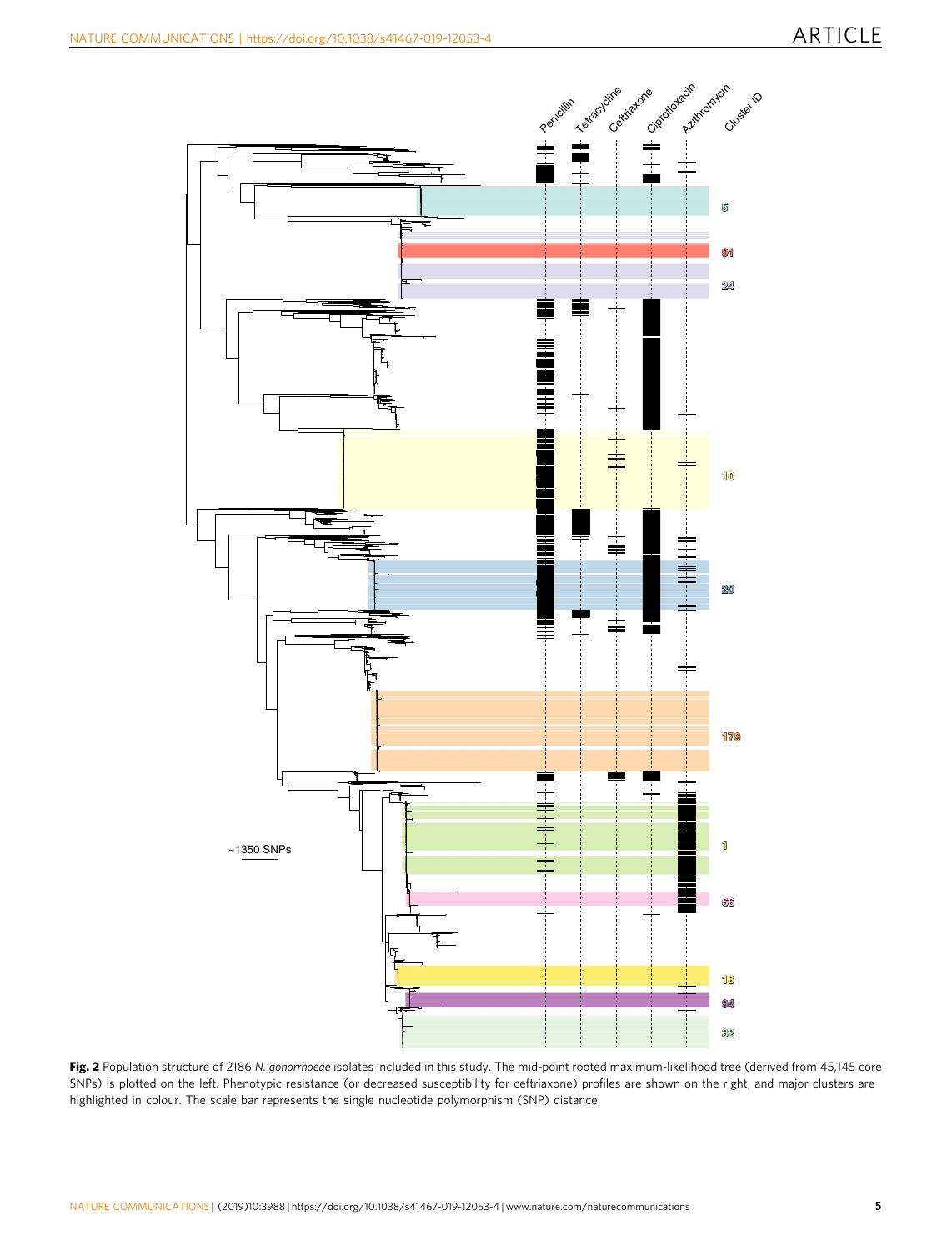Penicillin Tetracycline Ceftriaxone Ciprofloxacin Azithromycin Cluster ID

5

91

24

10

20

179

1

66

18

94

32

~1350 SNPs

**Fig. 2** Population structure of 2186 *N. gonorrhoeae* isolates included in this study. The mid-point rooted maximum-likelihood tree (derived from 45,145 core SNPs) is plotted on the left. Phenotypic resistance (or decreased susceptibility for ceftriaxone) profiles are shown on the right, and major clusters are highlighted in colour. The scale bar represents the single nucleotide polymorphism (SNP) distance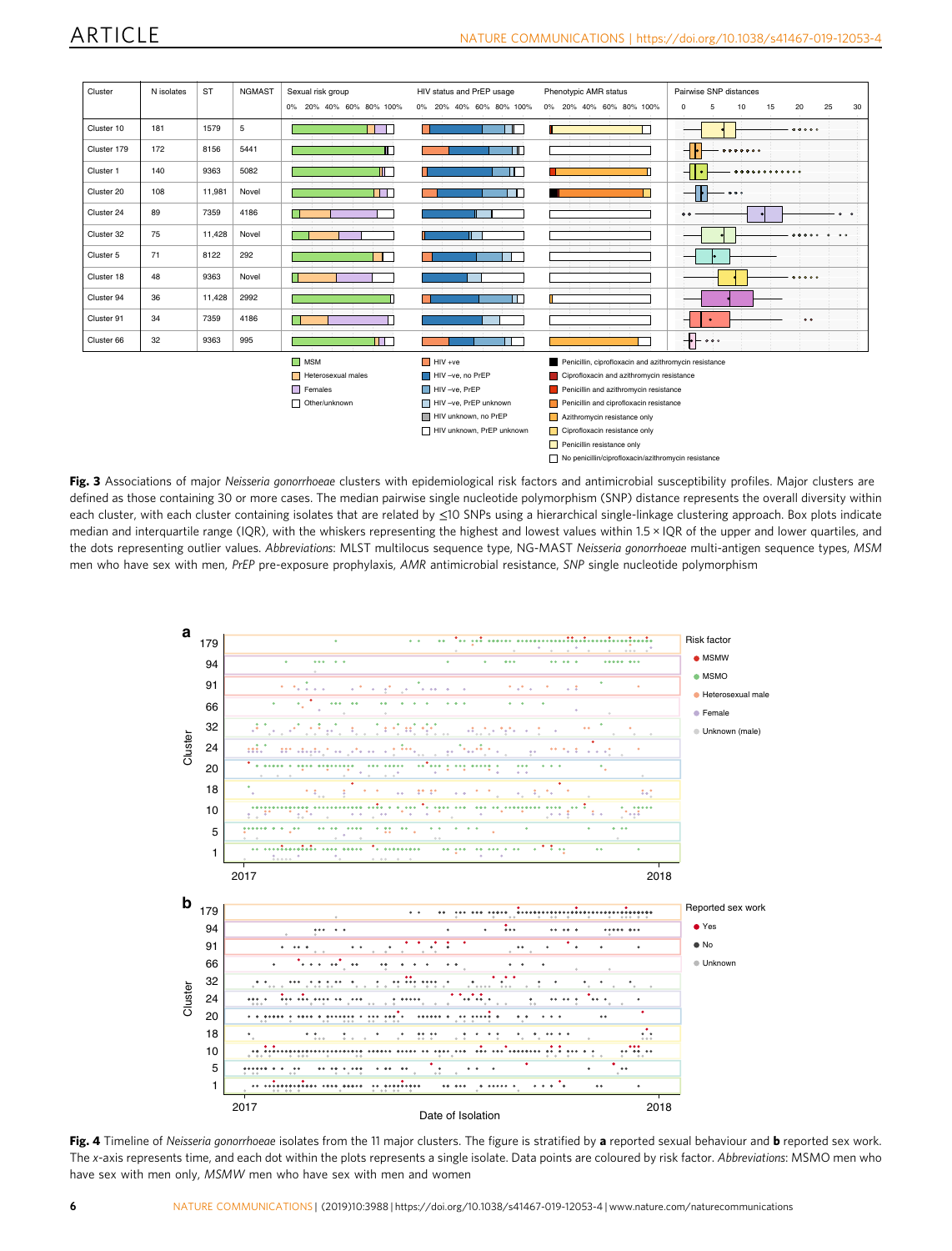| Cluster | N isolates | ST | NGMAST |
|---|---|---|---|
| Cluster 10 | 181 | 1579 | 5 |
| Cluster 179 | 172 | 8156 | 5441 |
| Cluster 1 | 140 | 9363 | 5082 |
| Cluster 20 | 108 | 11,981 | Novel |
| Cluster 24 | 89 | 7359 | 4186 |
| Cluster 32 | 75 | 11,428 | Novel |
| Cluster 5 | 71 | 8122 | 292 |
| Cluster 18 | 48 | 9363 | Novel |
| Cluster 94 | 36 | 11,428 | 2992 |
| Cluster 91 | 34 | 7359 | 4186 |
| Cluster 66 | 32 | 9363 | 995 |

**Fig. 3** Associations of major *Neisseria gonorrhoeae* clusters with epidemiological risk factors and antimicrobial susceptibility profiles. Major clusters are defined as those containing 30 or more cases. The median pairwise single nucleotide polymorphism (SNP) distance represents the overall diversity within each cluster, with each cluster containing isolates that are related by ≤10 SNPs using a hierarchical single-linkage clustering approach. Box plots indicate median and interquartile range (IQR), with the whiskers representing the highest and lowest values within 1.5 × IQR of the upper and lower quartiles, and the dots representing outlier values. *Abbreviations*: MLST multilocus sequence type, NG-MAST *Neisseria gonorrhoeae* multi-antigen sequence types, *MSM* men who have sex with men, *PrEP* pre-exposure prophylaxis, *AMR* antimicrobial resistance, *SNP* single nucleotide polymorphism

**Fig. 4** Timeline of *Neisseria gonorrhoeae* isolates from the 11 major clusters. The figure is stratified by **a** reported sexual behaviour and **b** reported sex work. The *x*-axis represents time, and each dot within the plots represents a single isolate. Data points are coloured by risk factor. *Abbreviations*: MSMO men who have sex with men only, *MSMW* men who have sex with men and women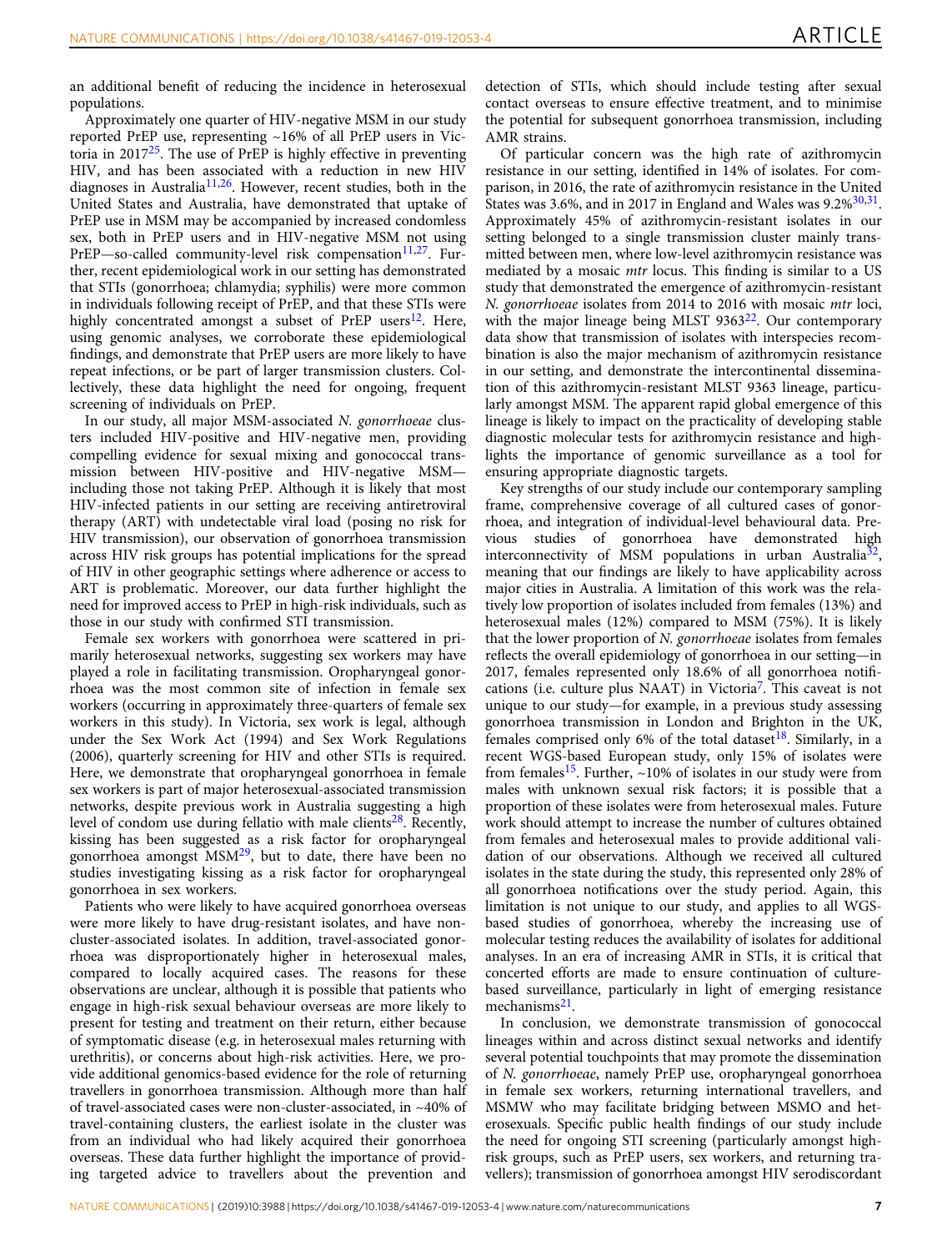an additional benefit of reducing the incidence in heterosexual populations.

Approximately one quarter of HIV-negative MSM in our study reported PrEP use, representing ~16% of all PrEP users in Victoria in 2017[25]. The use of PrEP is highly effective in preventing HIV, and has been associated with a reduction in new HIV diagnoses in Australia[11,26]. However, recent studies, both in the United States and Australia, have demonstrated that uptake of PrEP use in MSM may be accompanied by increased condomless sex, both in PrEP users and in HIV-negative MSM not using PrEP—so-called community-level risk compensation[11,27]. Further, recent epidemiological work in our setting has demonstrated that STIs (gonorrhoea; chlamydia; syphilis) were more common in individuals following receipt of PrEP, and that these STIs were highly concentrated amongst a subset of PrEP users[12]. Here, using genomic analyses, we corroborate these epidemiological findings, and demonstrate that PrEP users are more likely to have repeat infections, or be part of larger transmission clusters. Collectively, these data highlight the need for ongoing, frequent screening of individuals on PrEP.

In our study, all major MSM-associated *N. gonorrhoeae* clusters included HIV-positive and HIV-negative men, providing compelling evidence for sexual mixing and gonococcal transmission between HIV-positive and HIV-negative MSM—including those not taking PrEP. Although it is likely that most HIV-infected patients in our setting are receiving antiretroviral therapy (ART) with undetectable viral load (posing no risk for HIV transmission), our observation of gonorrhoea transmission across HIV risk groups has potential implications for the spread of HIV in other geographic settings where adherence or access to ART is problematic. Moreover, our data further highlight the need for improved access to PrEP in high-risk individuals, such as those in our study with confirmed STI transmission.

Female sex workers with gonorrhoea were scattered in primarily heterosexual networks, suggesting sex workers may have played a role in facilitating transmission. Oropharyngeal gonorrhoea was the most common site of infection in female sex workers (occurring in approximately three-quarters of female sex workers in this study). In Victoria, sex work is legal, although under the Sex Work Act (1994) and Sex Work Regulations (2006), quarterly screening for HIV and other STIs is required. Here, we demonstrate that oropharyngeal gonorrhoea in female sex workers is part of major heterosexual-associated transmission networks, despite previous work in Australia suggesting a high level of condom use during fellatio with male clients[28]. Recently, kissing has been suggested as a risk factor for oropharyngeal gonorrhoea amongst MSM[29], but to date, there have been no studies investigating kissing as a risk factor for oropharyngeal gonorrhoea in sex workers.

Patients who were likely to have acquired gonorrhoea overseas were more likely to have drug-resistant isolates, and have non-cluster-associated isolates. In addition, travel-associated gonorrhoea was disproportionately higher in heterosexual males, compared to locally acquired cases. The reasons for these observations are unclear, although it is possible that patients who engage in high-risk sexual behaviour overseas are more likely to present for testing and treatment on their return, either because of symptomatic disease (e.g. in heterosexual males returning with urethritis), or concerns about high-risk activities. Here, we provide additional genomics-based evidence for the role of returning travellers in gonorrhoea transmission. Although more than half of travel-associated cases were non-cluster-associated, in ~40% of travel-containing clusters, the earliest isolate in the cluster was from an individual who had likely acquired their gonorrhoea overseas. These data further highlight the importance of providing targeted advice to travellers about the prevention and detection of STIs, which should include testing after sexual contact overseas to ensure effective treatment, and to minimise the potential for subsequent gonorrhoea transmission, including AMR strains.

Of particular concern was the high rate of azithromycin resistance in our setting, identified in 14% of isolates. For comparison, in 2016, the rate of azithromycin resistance in the United States was 3.6%, and in 2017 in England and Wales was 9.2%[30,31]. Approximately 45% of azithromycin-resistant isolates in our setting belonged to a single transmission cluster mainly transmitted between men, where low-level azithromycin resistance was mediated by a mosaic *mtr* locus. This finding is similar to a US study that demonstrated the emergence of azithromycin-resistant *N. gonorrhoeae* isolates from 2014 to 2016 with mosaic *mtr* loci, with the major lineage being MLST 9363[22]. Our contemporary data show that transmission of isolates with interspecies recombination is also the major mechanism of azithromycin resistance in our setting, and demonstrate the intercontinental dissemination of this azithromycin-resistant MLST 9363 lineage, particularly amongst MSM. The apparent rapid global emergence of this lineage is likely to impact on the practicality of developing stable diagnostic molecular tests for azithromycin resistance and highlights the importance of genomic surveillance as a tool for ensuring appropriate diagnostic targets.

Key strengths of our study include our contemporary sampling frame, comprehensive coverage of all cultured cases of gonorrhoea, and integration of individual-level behavioural data. Previous studies of gonorrhoea have demonstrated high interconnectivity of MSM populations in urban Australia[32], meaning that our findings are likely to have applicability across major cities in Australia. A limitation of this work was the relatively low proportion of isolates included from females (13%) and heterosexual males (12%) compared to MSM (75%). It is likely that the lower proportion of *N. gonorrhoeae* isolates from females reflects the overall epidemiology of gonorrhoea in our setting—in 2017, females represented only 18.6% of all gonorrhoea notifications (i.e. culture plus NAAT) in Victoria[7]. This caveat is not unique to our study—for example, in a previous study assessing gonorrhoea transmission in London and Brighton in the UK, females comprised only 6% of the total dataset[18]. Similarly, in a recent WGS-based European study, only 15% of isolates were from females[15]. Further, ~10% of isolates in our study were from males with unknown sexual risk factors; it is possible that a proportion of these isolates were from heterosexual males. Future work should attempt to increase the number of cultures obtained from females and heterosexual males to provide additional validation of our observations. Although we received all cultured isolates in the state during the study, this represented only 28% of all gonorrhoea notifications over the study period. Again, this limitation is not unique to our study, and applies to all WGS-based studies of gonorrhoea, whereby the increasing use of molecular testing reduces the availability of isolates for additional analyses. In an era of increasing AMR in STIs, it is critical that concerted efforts are made to ensure continuation of culture-based surveillance, particularly in light of emerging resistance mechanisms[21].

In conclusion, we demonstrate transmission of gonococcal lineages within and across distinct sexual networks and identify several potential touchpoints that may promote the dissemination of *N. gonorrhoeae*, namely PrEP use, oropharyngeal gonorrhoea in female sex workers, returning international travellers, and MSMW who may facilitate bridging between MSMO and heterosexuals. Specific public health findings of our study include the need for ongoing STI screening (particularly amongst high-risk groups, such as PrEP users, sex workers, and returning travellers); transmission of gonorrhoea amongst HIV serodiscordant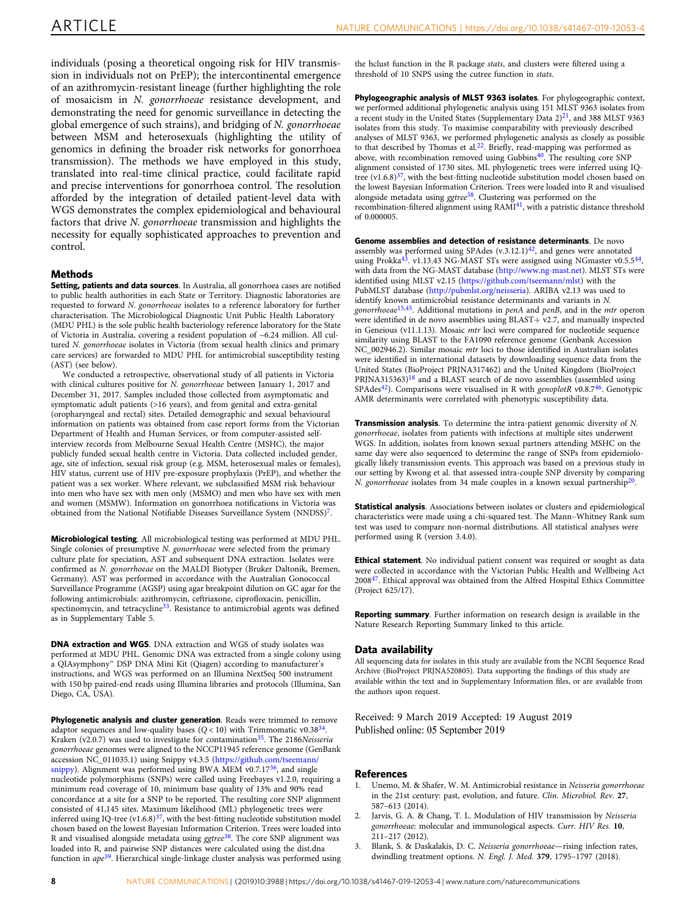individuals (posing a theoretical ongoing risk for HIV transmission in individuals not on PrEP); the intercontinental emergence of an azithromycin-resistant lineage (further highlighting the role of mosaicism in *N. gonorrhoeae* resistance development, and demonstrating the need for genomic surveillance in detecting the global emergence of such strains), and bridging of *N. gonorrhoeae* between MSM and heterosexuals (highlighting the utility of genomics in defining the broader risk networks for gonorrhoea transmission). The methods we have employed in this study, translated into real-time clinical practice, could facilitate rapid and precise interventions for gonorrhoea control. The resolution afforded by the integration of detailed patient-level data with WGS demonstrates the complex epidemiological and behavioural factors that drive *N. gonorrhoeae* transmission and highlights the necessity for equally sophisticated approaches to prevention and control.

## Methods

**Setting, patients and data sources**. In Australia, all gonorrhoea cases are notified to public health authorities in each State or Territory. Diagnostic laboratories are requested to forward *N. gonorrhoeae* isolates to a reference laboratory for further characterisation. The Microbiological Diagnostic Unit Public Health Laboratory (MDU PHL) is the sole public health bacteriology reference laboratory for the State of Victoria in Australia, covering a resident population of ~6.24 million. All cultured *N. gonorrhoeae* isolates in Victoria (from sexual health clinics and primary care services) are forwarded to MDU PHL for antimicrobial susceptibility testing (AST) (see below).

We conducted a retrospective, observational study of all patients in Victoria with clinical cultures positive for *N. gonorrhoeae* between January 1, 2017 and December 31, 2017. Samples included those collected from asymptomatic and symptomatic adult patients (>16 years), and from genital and extra-genital (oropharyngeal and rectal) sites. Detailed demographic and sexual behavioural information on patients was obtained from case report forms from the Victorian Department of Health and Human Services, or from computer-assisted self-interview records from Melbourne Sexual Health Centre (MSHC), the major publicly funded sexual health centre in Victoria. Data collected included gender, age, site of infection, sexual risk group (e.g. MSM, heterosexual males or females), HIV status, current use of HIV pre-exposure prophylaxis (PrEP), and whether the patient was a sex worker. Where relevant, we subclassified MSM risk behaviour into men who have sex with men only (MSMO) and men who have sex with men and women (MSMW). Information on gonorrhoea notifications in Victoria was obtained from the National Notifiable Diseases Surveillance System (NNDSS)[7].

**Microbiological testing**. All microbiological testing was performed at MDU PHL. Single colonies of presumptive *N. gonorrhoeae* were selected from the primary culture plate for speciation, AST and subsequent DNA extraction. Isolates were confirmed as *N. gonorrhoeae* on the MALDI Biotyper (Bruker Daltonik, Bremen, Germany). AST was performed in accordance with the Australian Gonococcal Surveillance Programme (AGSP) using agar breakpoint dilution on GC agar for the following antimicrobials: azithromycin, ceftriaxone, ciprofloxacin, penicillin, spectinomycin, and tetracycline[33]. Resistance to antimicrobial agents was defined as in Supplementary Table 5.

**DNA extraction and WGS**. DNA extraction and WGS of study isolates was performed at MDU PHL. Genomic DNA was extracted from a single colony using a QIAsymphony™ DSP DNA Mini Kit (Qiagen) according to manufacturer's instructions, and WGS was performed on an Illumina NextSeq 500 instrument with 150 bp paired-end reads using Illumina libraries and protocols (Illumina, San Diego, CA, USA).

**Phylogenetic analysis and cluster generation**. Reads were trimmed to remove adaptor sequences and low-quality bases (Q < 10) with Trimmomatic v0.38[34]. Kraken (v2.0.7) was used to investigate for contamination[35]. The 2186*Neisseria gonorrhoeae* genomes were aligned to the NCCP11945 reference genome (GenBank accession NC_011035.1) using Snippy v4.3.5 (https://github.com/tseemann/snippy). Alignment was performed using BWA MEM v0.7.17[36], and single nucleotide polymorphisms (SNPs) were called using Freebayes v1.2.0, requiring a minimum read coverage of 10, minimum base quality of 13% and 90% read concordance at a site for a SNP to be reported. The resulting core SNP alignment consisted of 41,145 sites. Maximum likelihood (ML) phylogenetic trees were inferred using IQ-tree (v1.6.8)[37], with the best-fitting nucleotide substitution model chosen based on the lowest Bayesian Information Criterion. Trees were loaded into R and visualised alongside metadata using *ggtree*[38]. The core SNP alignment was loaded into R, and pairwise SNP distances were calculated using the dist.dna function in *ape*[39]. Hierarchical single-linkage cluster analysis was performed using the hclust function in the R package *stats*, and clusters were filtered using a threshold of 10 SNPS using the cutree function in *stats*.

**Phylogeographic analysis of MLST 9363 isolates**. For phylogeographic context, we performed additional phylogenetic analysis using 151 MLST 9363 isolates from a recent study in the United States (Supplementary Data 2)[21], and 388 MLST 9363 isolates from this study. To maximise comparability with previously described analyses of MLST 9363, we performed phylogenetic analysis as closely as possible to that described by Thomas et al.[22]. Briefly, read-mapping was performed as above, with recombination removed using Gubbins[40]. The resulting core SNP alignment consisted of 1730 sites. ML phylogenetic trees were inferred using IQ-tree (v1.6.8)[37], with the best-fitting nucleotide substitution model chosen based on the lowest Bayesian Information Criterion. Trees were loaded into R and visualised alongside metadata using *ggtree*[38]. Clustering was performed on the recombination-filtered alignment using RAMI[41], with a patristic distance threshold of 0.000005.

**Genome assemblies and detection of resistance determinants**. De novo assembly was performed using SPAdes (v.3.12.1)[42], and genes were annotated using Prokka[43]. v1.13.43 NG-MAST STs were assigned using NGmaster v0.5.5[44], with data from the NG-MAST database (http://www.ng-mast.net). MLST STs were identified using MLST v2.15 (https://github.com/tseemann/mlst) with the PubMLST database (http://pubmlst.org/neisseria). ARIBA v2.13 was used to identify known antimicrobial resistance determinants and variants in *N. gonorrhoeae*[15,45]. Additional mutations in *penA* and *penB*, and in the *mtr* operon were identified in de novo assemblies using BLAST+ v2.7, and manually inspected in Geneious (v11.1.13). Mosaic *mtr* loci were compared for nucleotide sequence similarity using BLAST to the FA1090 reference genome (Genbank Accession NC_002946.2). Similar mosaic *mtr* loci to those identified in Australian isolates were identified in international datasets by downloading sequence data from the United States (BioProject PRJNA317462) and the United Kingdom (BioProject PRJNA315363)[18] and a BLAST search of de novo assemblies (assembled using SPAdes[42]). Comparisons were visualised in R with *genoplotR* v0.8.7[46]. Genotypic AMR determinants were correlated with phenotypic susceptibility data.

**Transmission analysis**. To determine the intra-patient genomic diversity of *N. gonorrhoeae*, isolates from patients with infections at multiple sites underwent WGS. In addition, isolates from known sexual partners attending MSHC on the same day were also sequenced to determine the range of SNPs from epidemiologically likely transmission events. This approach was based on a previous study in our setting by Kwong et al. that assessed intra-couple SNP diversity by comparing *N. gonorrhoeae* isolates from 34 male couples in a known sexual partnership[20].

**Statistical analysis**. Associations between isolates or clusters and epidemiological characteristics were made using a chi-squared test. The Mann–Whitney Rank sum test was used to compare non-normal distributions. All statistical analyses were performed using R (version 3.4.0).

**Ethical statement**. No individual patient consent was required or sought as data were collected in accordance with the Victorian Public Health and Wellbeing Act 2008[47]. Ethical approval was obtained from the Alfred Hospital Ethics Committee (Project 625/17).

**Reporting summary**. Further information on research design is available in the Nature Research Reporting Summary linked to this article.

## Data availability

All sequencing data for isolates in this study are available from the NCBI Sequence Read Archive (BioProject PRJNA520805). Data supporting the findings of this study are available within the text and in Supplementary Information files, or are available from the authors upon request.

Received: 9 March 2019 Accepted: 19 August 2019
Published online: 05 September 2019

## References

1. Unemo, M. & Shafer, W. M. Antimicrobial resistance in *Neisseria gonorrhoeae* in the 21st century: past, evolution, and future. *Clin. Microbiol. Rev.* **27**, 587–613 (2014).
2. Jarvis, G. A. & Chang, T. L. Modulation of HIV transmission by *Neisseria gonorrhoeae*: molecular and immunological aspects. *Curr. HIV Res.* **10**, 211–217 (2012).
3. Blank, S. & Daskalakis, D. C. *Neisseria gonorrhoeae*—rising infection rates, dwindling treatment options. *N. Engl. J. Med.* **379**, 1795–1797 (2018).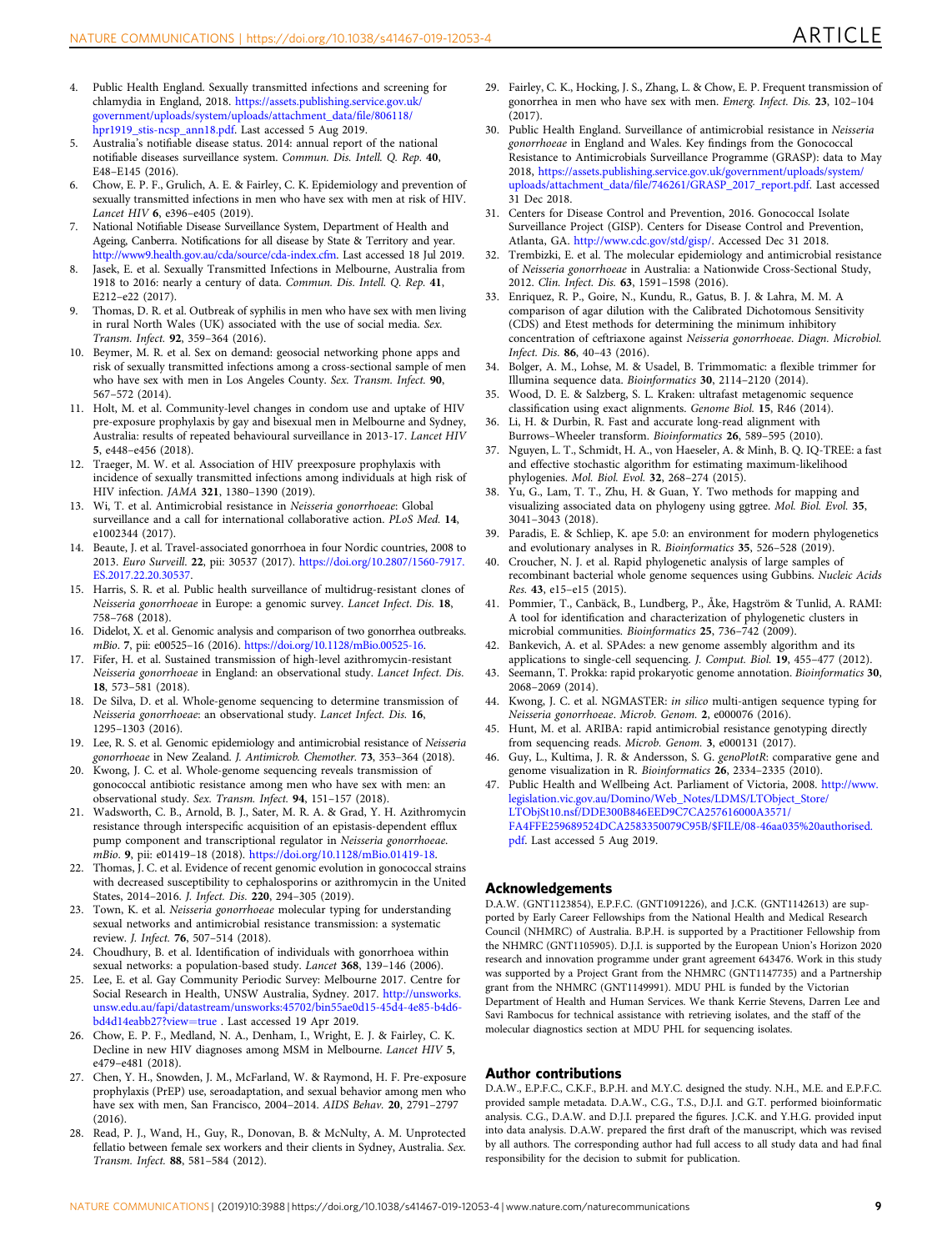4. Public Health England. Sexually transmitted infections and screening for chlamydia in England, 2018. https://assets.publishing.service.gov.uk/government/uploads/system/uploads/attachment_data/file/806118/hpr1919_stis-ncsp_ann18.pdf. Last accessed 5 Aug 2019.
5. Australia's notifiable disease status. 2014: annual report of the national notifiable diseases surveillance system. *Commun. Dis. Intell. Q. Rep.* **40**, E48–E145 (2016).
6. Chow, E. P. F., Grulich, A. E. & Fairley, C. K. Epidemiology and prevention of sexually transmitted infections in men who have sex with men at risk of HIV. *Lancet HIV* **6**, e396–e405 (2019).
7. National Notifiable Disease Surveillance System, Department of Health and Ageing, Canberra. Notifications for all disease by State & Territory and year. http://www9.health.gov.au/cda/source/cda-index.cfm. Last accessed 18 Jul 2019.
8. Jasek, E. et al. Sexually Transmitted Infections in Melbourne, Australia from 1918 to 2016: nearly a century of data. *Commun. Dis. Intell. Q. Rep.* **41**, E212–e22 (2017).
9. Thomas, D. R. et al. Outbreak of syphilis in men who have sex with men living in rural North Wales (UK) associated with the use of social media. *Sex. Transm. Infect.* **92**, 359–364 (2016).
10. Beymer, M. R. et al. Sex on demand: geosocial networking phone apps and risk of sexually transmitted infections among a cross-sectional sample of men who have sex with men in Los Angeles County. *Sex. Transm. Infect.* **90**, 567–572 (2014).
11. Holt, M. et al. Community-level changes in condom use and uptake of HIV pre-exposure prophylaxis by gay and bisexual men in Melbourne and Sydney, Australia: results of repeated behavioural surveillance in 2013-17. *Lancet HIV* **5**, e448–e456 (2018).
12. Traeger, M. W. et al. Association of HIV preexposure prophylaxis with incidence of sexually transmitted infections among individuals at high risk of HIV infection. *JAMA* **321**, 1380–1390 (2019).
13. Wi, T. et al. Antimicrobial resistance in *Neisseria gonorrhoeae*: Global surveillance and a call for international collaborative action. *PLoS Med.* **14**, e1002344 (2017).
14. Beaute, J. et al. Travel-associated gonorrhoea in four Nordic countries, 2008 to 2013. *Euro Surveill.* **22**, pii: 30537 (2017). https://doi.org/10.2807/1560-7917.ES.2017.22.20.30537.
15. Harris, S. R. et al. Public health surveillance of multidrug-resistant clones of *Neisseria gonorrhoeae* in Europe: a genomic survey. *Lancet Infect. Dis.* **18**, 758–768 (2018).
16. Didelot, X. et al. Genomic analysis and comparison of two gonorrhea outbreaks. *mBio.* **7**, pii: e00525–16 (2016). https://doi.org/10.1128/mBio.00525-16.
17. Fifer, H. et al. Sustained transmission of high-level azithromycin-resistant *Neisseria gonorrhoeae* in England: an observational study. *Lancet Infect. Dis.* **18**, 573–581 (2018).
18. De Silva, D. et al. Whole-genome sequencing to determine transmission of *Neisseria gonorrhoeae*: an observational study. *Lancet Infect. Dis.* **16**, 1295–1303 (2016).
19. Lee, R. S. et al. Genomic epidemiology and antimicrobial resistance of *Neisseria gonorrhoeae* in New Zealand. *J. Antimicrob. Chemother.* **73**, 353–364 (2018).
20. Kwong, J. C. et al. Whole-genome sequencing reveals transmission of gonococcal antibiotic resistance among men who have sex with men: an observational study. *Sex. Transm. Infect.* **94**, 151–157 (2018).
21. Wadsworth, C. B., Arnold, B. J., Sater, M. R. A. & Grad, Y. H. Azithromycin resistance through interspecific acquisition of an epistasis-dependent efflux pump component and transcriptional regulator in *Neisseria gonorrhoeae*. *mBio.* **9**, pii: e01419–18 (2018). https://doi.org/10.1128/mBio.01419-18.
22. Thomas, J. C. et al. Evidence of recent genomic evolution in gonococcal strains with decreased susceptibility to cephalosporins or azithromycin in the United States, 2014–2016. *J. Infect. Dis.* **220**, 294–305 (2019).
23. Town, K. et al. *Neisseria gonorrhoeae* molecular typing for understanding sexual networks and antimicrobial resistance transmission: a systematic review. *J. Infect.* **76**, 507–514 (2018).
24. Choudhury, B. et al. Identification of individuals with gonorrhoea within sexual networks: a population-based study. *Lancet* **368**, 139–146 (2006).
25. Lee, E. et al. Gay Community Periodic Survey: Melbourne 2017. Centre for Social Research in Health, UNSW Australia, Sydney. 2017. http://unsworks.unsw.edu.au/fapi/datastream/unsworks:45702/bin55ae0d15-45d4-4e85-b4d6-bd4d14eabb27?view=true . Last accessed 19 Apr 2019.
26. Chow, E. P. F., Medland, N. A., Denham, I., Wright, E. J. & Fairley, C. K. Decline in new HIV diagnoses among MSM in Melbourne. *Lancet HIV* **5**, e479–e481 (2018).
27. Chen, Y. H., Snowden, J. M., McFarland, W. & Raymond, H. F. Pre-exposure prophylaxis (PrEP) use, seroadaptation, and sexual behavior among men who have sex with men, San Francisco, 2004–2014. *AIDS Behav.* **20**, 2791–2797 (2016).
28. Read, P. J., Wand, H., Guy, R., Donovan, B. & McNulty, A. M. Unprotected fellatio between female sex workers and their clients in Sydney, Australia. *Sex. Transm. Infect.* **88**, 581–584 (2012).
29. Fairley, C. K., Hocking, J. S., Zhang, L. & Chow, E. P. Frequent transmission of gonorrhea in men who have sex with men. *Emerg. Infect. Dis.* **23**, 102–104 (2017).
30. Public Health England. Surveillance of antimicrobial resistance in *Neisseria gonorrhoeae* in England and Wales. Key findings from the Gonococcal Resistance to Antimicrobials Surveillance Programme (GRASP): data to May 2018, https://assets.publishing.service.gov.uk/government/uploads/system/uploads/attachment_data/file/746261/GRASP_2017_report.pdf. Last accessed 31 Dec 2018.
31. Centers for Disease Control and Prevention, 2016. Gonococcal Isolate Surveillance Project (GISP). Centers for Disease Control and Prevention, Atlanta, GA. http://www.cdc.gov/std/gisp/. Accessed Dec 31 2018.
32. Trembizki, E. et al. The molecular epidemiology and antimicrobial resistance of *Neisseria gonorrhoeae* in Australia: a Nationwide Cross-Sectional Study, 2012. *Clin. Infect. Dis.* **63**, 1591–1598 (2016).
33. Enriquez, R. P., Goire, N., Kundu, R., Gatus, B. J. & Lahra, M. M. A comparison of agar dilution with the Calibrated Dichotomous Sensitivity (CDS) and Etest methods for determining the minimum inhibitory concentration of ceftriaxone against *Neisseria gonorrhoeae*. *Diagn. Microbiol. Infect. Dis.* **86**, 40–43 (2016).
34. Bolger, A. M., Lohse, M. & Usadel, B. Trimmomatic: a flexible trimmer for Illumina sequence data. *Bioinformatics* **30**, 2114–2120 (2014).
35. Wood, D. E. & Salzberg, S. L. Kraken: ultrafast metagenomic sequence classification using exact alignments. *Genome Biol.* **15**, R46 (2014).
36. Li, H. & Durbin, R. Fast and accurate long-read alignment with Burrows–Wheeler transform. *Bioinformatics* **26**, 589–595 (2010).
37. Nguyen, L. T., Schmidt, H. A., von Haeseler, A. & Minh, B. Q. IQ-TREE: a fast and effective stochastic algorithm for estimating maximum-likelihood phylogenies. *Mol. Biol. Evol.* **32**, 268–274 (2015).
38. Yu, G., Lam, T. T., Zhu, H. & Guan, Y. Two methods for mapping and visualizing associated data on phylogeny using ggtree. *Mol. Biol. Evol.* **35**, 3041–3043 (2018).
39. Paradis, E. & Schliep, K. ape 5.0: an environment for modern phylogenetics and evolutionary analyses in R. *Bioinformatics* **35**, 526–528 (2019).
40. Croucher, N. J. et al. Rapid phylogenetic analysis of large samples of recombinant bacterial whole genome sequences using Gubbins. *Nucleic Acids Res.* **43**, e15–e15 (2015).
41. Pommier, T., Canbäck, B., Lundberg, P., Åke, Hagström & Tunlid, A. RAMI: A tool for identification and characterization of phylogenetic clusters in microbial communities. *Bioinformatics* **25**, 736–742 (2009).
42. Bankevich, A. et al. SPAdes: a new genome assembly algorithm and its applications to single-cell sequencing. *J. Comput. Biol.* **19**, 455–477 (2012).
43. Seemann, T. Prokka: rapid prokaryotic genome annotation. *Bioinformatics* **30**, 2068–2069 (2014).
44. Kwong, J. C. et al. NGMASTER: *in silico* multi-antigen sequence typing for *Neisseria gonorrhoeae*. *Microb. Genom.* **2**, e000076 (2016).
45. Hunt, M. et al. ARIBA: rapid antimicrobial resistance genotyping directly from sequencing reads. *Microb. Genom.* **3**, e000131 (2017).
46. Guy, L., Kultima, J. R. & Andersson, S. G. *genoPlotR*: comparative gene and genome visualization in R. *Bioinformatics* **26**, 2334–2335 (2010).
47. Public Health and Wellbeing Act. Parliament of Victoria, 2008. http://www.legislation.vic.gov.au/Domino/Web_Notes/LDMS/LTObject_Store/LTObjSt10.nsf/DDE300B846EED9C7CA257616000A3571/FA4FFE259689524DCA2583350079C95B/$FILE/08-46aa035%20authorised.pdf. Last accessed 5 Aug 2019.

## Acknowledgements

D.A.W. (GNT1123854), E.P.F.C. (GNT1091226), and J.C.K. (GNT1142613) are supported by Early Career Fellowships from the National Health and Medical Research Council (NHMRC) of Australia. B.P.H. is supported by a Practitioner Fellowship from the NHMRC (GNT1105905). D.J.I. is supported by the European Union's Horizon 2020 research and innovation programme under grant agreement 643476. Work in this study was supported by a Project Grant from the NHMRC (GNT1147735) and a Partnership grant from the NHMRC (GNT1149991). MDU PHL is funded by the Victorian Department of Health and Human Services. We thank Kerrie Stevens, Darren Lee and Savi Rambocus for technical assistance with retrieving isolates, and the staff of the molecular diagnostics section at MDU PHL for sequencing isolates.

## Author contributions

D.A.W., E.P.F.C., C.K.F., B.P.H. and M.Y.C. designed the study. N.H., M.E. and E.P.F.C. provided sample metadata. D.A.W., C.G., T.S., D.J.I. and G.T. performed bioinformatic analysis. C.G., D.A.W. and D.J.I. prepared the figures. J.C.K. and Y.H.G. provided input into data analysis. D.A.W. prepared the first draft of the manuscript, which was revised by all authors. The corresponding author had full access to all study data and had final responsibility for the decision to submit for publication.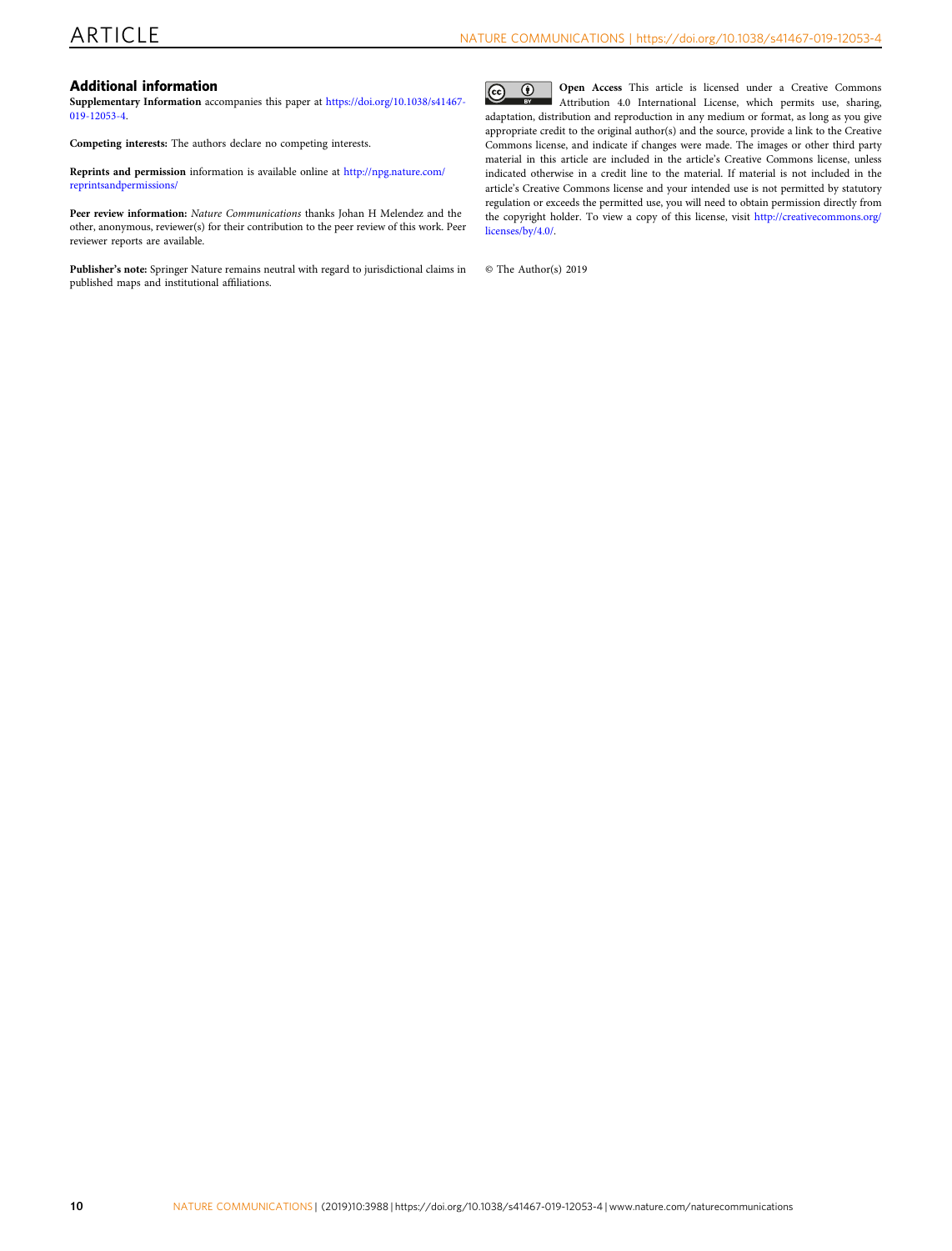## Additional information

**Supplementary Information** accompanies this paper at https://doi.org/10.1038/s41467-019-12053-4.

**Competing interests:** The authors declare no competing interests.

**Reprints and permission** information is available online at http://npg.nature.com/reprintsandpermissions/

**Peer review information:** *Nature Communications* thanks Johan H Melendez and the other, anonymous, reviewer(s) for their contribution to the peer review of this work. Peer reviewer reports are available.

**Publisher's note:** Springer Nature remains neutral with regard to jurisdictional claims in published maps and institutional affiliations.

**Open Access** This article is licensed under a Creative Commons Attribution 4.0 International License, which permits use, sharing, adaptation, distribution and reproduction in any medium or format, as long as you give appropriate credit to the original author(s) and the source, provide a link to the Creative Commons license, and indicate if changes were made. The images or other third party material in this article are included in the article's Creative Commons license, unless indicated otherwise in a credit line to the material. If material is not included in the article's Creative Commons license and your intended use is not permitted by statutory regulation or exceeds the permitted use, you will need to obtain permission directly from the copyright holder. To view a copy of this license, visit http://creativecommons.org/licenses/by/4.0/.

© The Author(s) 2019